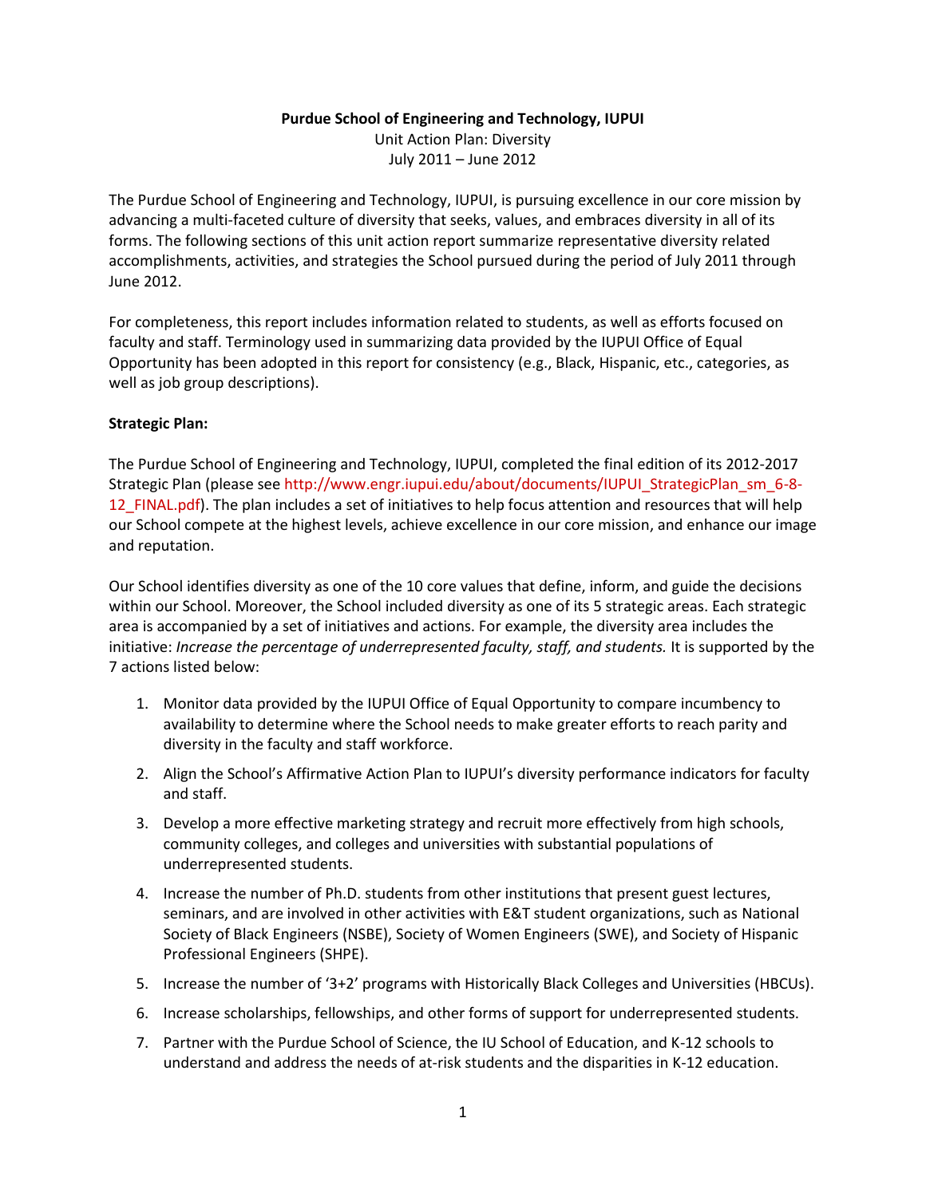**Purdue School of Engineering and Technology, IUPUI**

Unit Action Plan: Diversity

July 2011 – June 2012

The Purdue School of Engineering and Technology, IUPUI, is pursuing excellence in our core mission by advancing a multi-faceted culture of diversity that seeks, values, and embraces diversity in all of its forms. The following sections of this unit action report summarize representative diversity related accomplishments, activities, and strategies the School pursued during the period of July 2011 through June 2012.

For completeness, this report includes information related to students, as well as efforts focused on faculty and staff. Terminology used in summarizing data provided by the IUPUI Office of Equal Opportunity has been adopted in this report for consistency (e.g., Black, Hispanic, etc., categories, as well as job group descriptions).

**Strategic Plan:**

The Purdue School of Engineering and Technology, IUPUI, completed the final edition of its 2012-2017 Strategic Plan (please see http://www.engr.iupui.edu/about/documents/IUPUI_StrategicPlan_sm_6-8-12_FINAL.pdf). The plan includes a set of initiatives to help focus attention and resources that will help our School compete at the highest levels, achieve excellence in our core mission, and enhance our image and reputation.

Our School identifies diversity as one of the 10 core values that define, inform, and guide the decisions within our School. Moreover, the School included diversity as one of its 5 strategic areas. Each strategic area is accompanied by a set of initiatives and actions. For example, the diversity area includes the initiative: *Increase the percentage of underrepresented faculty, staff, and students.* It is supported by the 7 actions listed below:

1. Monitor data provided by the IUPUI Office of Equal Opportunity to compare incumbency to availability to determine where the School needs to make greater efforts to reach parity and diversity in the faculty and staff workforce.
2. Align the School's Affirmative Action Plan to IUPUI's diversity performance indicators for faculty and staff.
3. Develop a more effective marketing strategy and recruit more effectively from high schools, community colleges, and colleges and universities with substantial populations of underrepresented students.
4. Increase the number of Ph.D. students from other institutions that present guest lectures, seminars, and are involved in other activities with E&T student organizations, such as National Society of Black Engineers (NSBE), Society of Women Engineers (SWE), and Society of Hispanic Professional Engineers (SHPE).
5. Increase the number of '3+2' programs with Historically Black Colleges and Universities (HBCUs).
6. Increase scholarships, fellowships, and other forms of support for underrepresented students.
7. Partner with the Purdue School of Science, the IU School of Education, and K-12 schools to understand and address the needs of at-risk students and the disparities in K-12 education.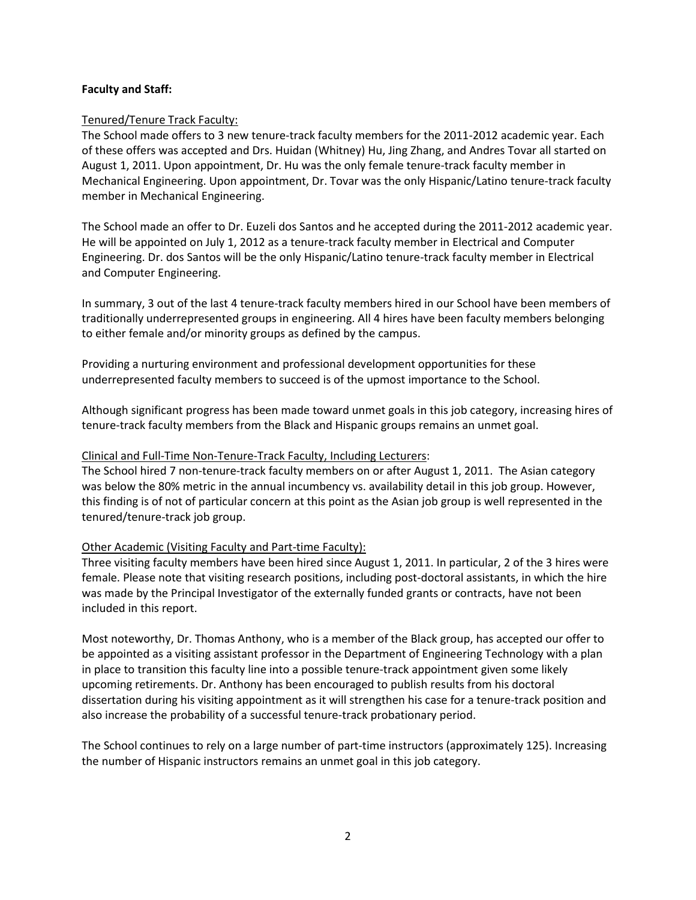**Faculty and Staff:**

Tenured/Tenure Track Faculty:

The School made offers to 3 new tenure-track faculty members for the 2011-2012 academic year. Each of these offers was accepted and Drs. Huidan (Whitney) Hu, Jing Zhang, and Andres Tovar all started on August 1, 2011. Upon appointment, Dr. Hu was the only female tenure-track faculty member in Mechanical Engineering. Upon appointment, Dr. Tovar was the only Hispanic/Latino tenure-track faculty member in Mechanical Engineering.

The School made an offer to Dr. Euzeli dos Santos and he accepted during the 2011-2012 academic year. He will be appointed on July 1, 2012 as a tenure-track faculty member in Electrical and Computer Engineering. Dr. dos Santos will be the only Hispanic/Latino tenure-track faculty member in Electrical and Computer Engineering.

In summary, 3 out of the last 4 tenure-track faculty members hired in our School have been members of traditionally underrepresented groups in engineering. All 4 hires have been faculty members belonging to either female and/or minority groups as defined by the campus.

Providing a nurturing environment and professional development opportunities for these underrepresented faculty members to succeed is of the upmost importance to the School.

Although significant progress has been made toward unmet goals in this job category, increasing hires of tenure-track faculty members from the Black and Hispanic groups remains an unmet goal.

Clinical and Full-Time Non-Tenure-Track Faculty, Including Lecturers:

The School hired 7 non-tenure-track faculty members on or after August 1, 2011. The Asian category was below the 80% metric in the annual incumbency vs. availability detail in this job group. However, this finding is of not of particular concern at this point as the Asian job group is well represented in the tenured/tenure-track job group.

Other Academic (Visiting Faculty and Part-time Faculty):

Three visiting faculty members have been hired since August 1, 2011. In particular, 2 of the 3 hires were female. Please note that visiting research positions, including post-doctoral assistants, in which the hire was made by the Principal Investigator of the externally funded grants or contracts, have not been included in this report.

Most noteworthy, Dr. Thomas Anthony, who is a member of the Black group, has accepted our offer to be appointed as a visiting assistant professor in the Department of Engineering Technology with a plan in place to transition this faculty line into a possible tenure-track appointment given some likely upcoming retirements. Dr. Anthony has been encouraged to publish results from his doctoral dissertation during his visiting appointment as it will strengthen his case for a tenure-track position and also increase the probability of a successful tenure-track probationary period.

The School continues to rely on a large number of part-time instructors (approximately 125). Increasing the number of Hispanic instructors remains an unmet goal in this job category.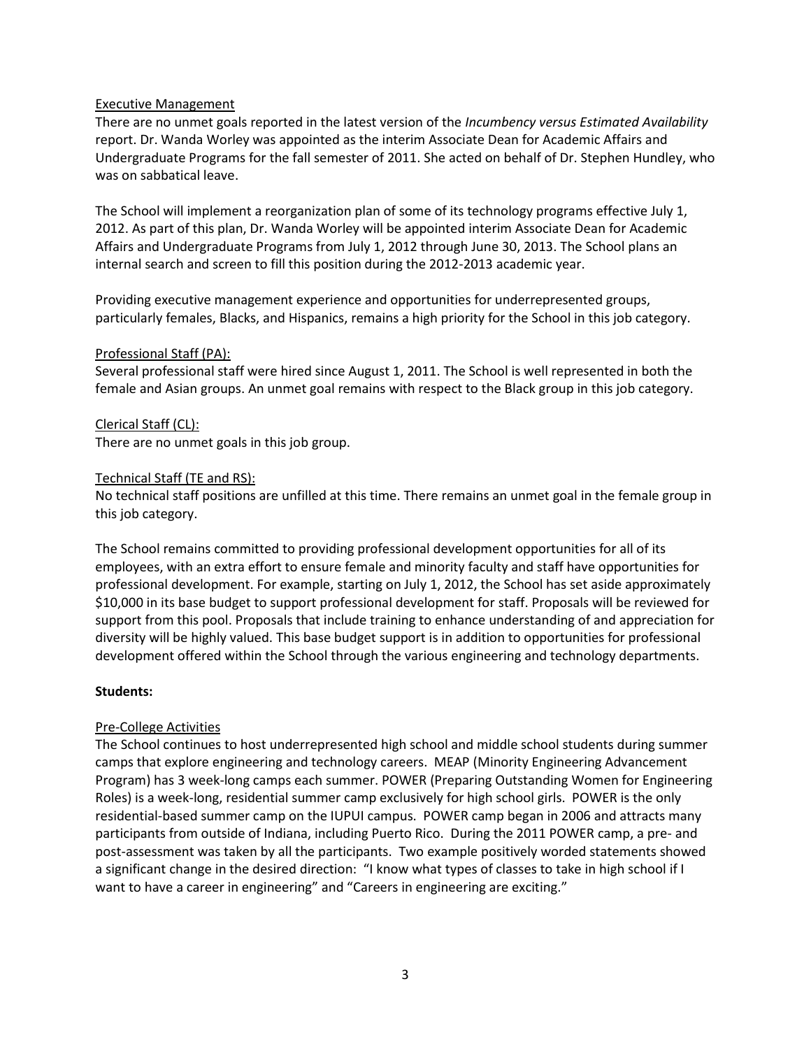Executive Management

There are no unmet goals reported in the latest version of the *Incumbency versus Estimated Availability* report. Dr. Wanda Worley was appointed as the interim Associate Dean for Academic Affairs and Undergraduate Programs for the fall semester of 2011. She acted on behalf of Dr. Stephen Hundley, who was on sabbatical leave.

The School will implement a reorganization plan of some of its technology programs effective July 1, 2012. As part of this plan, Dr. Wanda Worley will be appointed interim Associate Dean for Academic Affairs and Undergraduate Programs from July 1, 2012 through June 30, 2013. The School plans an internal search and screen to fill this position during the 2012-2013 academic year.

Providing executive management experience and opportunities for underrepresented groups, particularly females, Blacks, and Hispanics, remains a high priority for the School in this job category.

Professional Staff (PA):

Several professional staff were hired since August 1, 2011. The School is well represented in both the female and Asian groups. An unmet goal remains with respect to the Black group in this job category.

Clerical Staff (CL):

There are no unmet goals in this job group.

Technical Staff (TE and RS):

No technical staff positions are unfilled at this time. There remains an unmet goal in the female group in this job category.

The School remains committed to providing professional development opportunities for all of its employees, with an extra effort to ensure female and minority faculty and staff have opportunities for professional development. For example, starting on July 1, 2012, the School has set aside approximately $10,000 in its base budget to support professional development for staff. Proposals will be reviewed for support from this pool. Proposals that include training to enhance understanding of and appreciation for diversity will be highly valued. This base budget support is in addition to opportunities for professional development offered within the School through the various engineering and technology departments.

**Students:**

Pre-College Activities

The School continues to host underrepresented high school and middle school students during summer camps that explore engineering and technology careers. MEAP (Minority Engineering Advancement Program) has 3 week-long camps each summer. POWER (Preparing Outstanding Women for Engineering Roles) is a week-long, residential summer camp exclusively for high school girls. POWER is the only residential-based summer camp on the IUPUI campus. POWER camp began in 2006 and attracts many participants from outside of Indiana, including Puerto Rico. During the 2011 POWER camp, a pre- and post-assessment was taken by all the participants. Two example positively worded statements showed a significant change in the desired direction: "I know what types of classes to take in high school if I want to have a career in engineering" and "Careers in engineering are exciting."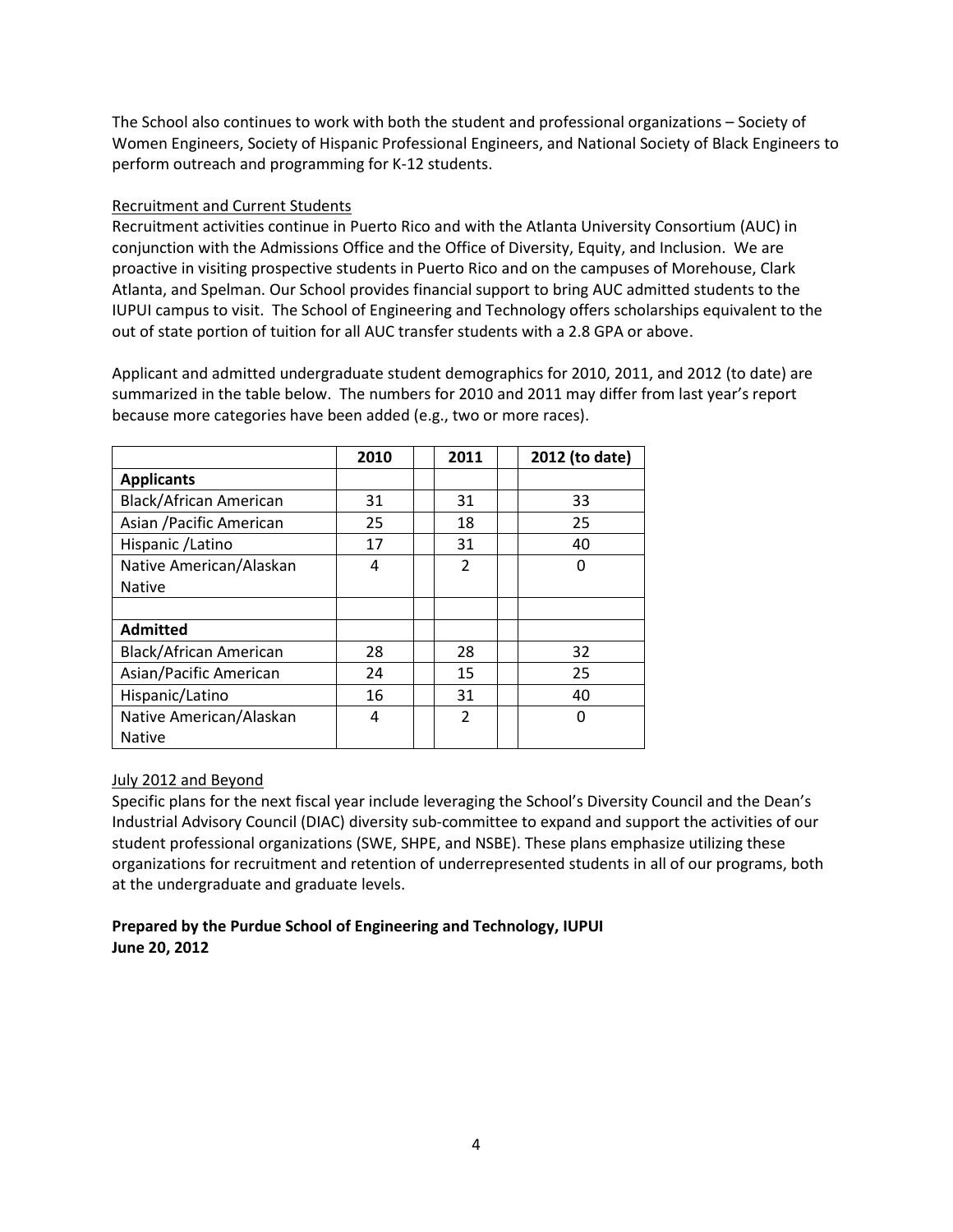The School also continues to work with both the student and professional organizations – Society of Women Engineers, Society of Hispanic Professional Engineers, and National Society of Black Engineers to perform outreach and programming for K-12 students.

Recruitment and Current Students

Recruitment activities continue in Puerto Rico and with the Atlanta University Consortium (AUC) in conjunction with the Admissions Office and the Office of Diversity, Equity, and Inclusion. We are proactive in visiting prospective students in Puerto Rico and on the campuses of Morehouse, Clark Atlanta, and Spelman. Our School provides financial support to bring AUC admitted students to the IUPUI campus to visit. The School of Engineering and Technology offers scholarships equivalent to the out of state portion of tuition for all AUC transfer students with a 2.8 GPA or above.

Applicant and admitted undergraduate student demographics for 2010, 2011, and 2012 (to date) are summarized in the table below. The numbers for 2010 and 2011 may differ from last year's report because more categories have been added (e.g., two or more races).

| | 2010 | | 2011 | | 2012 (to date) |
|---|---|---|---|---|---|
| **Applicants** | | | | | |
| Black/African American | 31 | | 31 | | 33 |
| Asian /Pacific American | 25 | | 18 | | 25 |
| Hispanic /Latino | 17 | | 31 | | 40 |
| Native American/Alaskan Native | 4 | | 2 | | 0 |
| | | | | | |
| **Admitted** | | | | | |
| Black/African American | 28 | | 28 | | 32 |
| Asian/Pacific American | 24 | | 15 | | 25 |
| Hispanic/Latino | 16 | | 31 | | 40 |
| Native American/Alaskan Native | 4 | | 2 | | 0 |

July 2012 and Beyond

Specific plans for the next fiscal year include leveraging the School's Diversity Council and the Dean's Industrial Advisory Council (DIAC) diversity sub-committee to expand and support the activities of our student professional organizations (SWE, SHPE, and NSBE). These plans emphasize utilizing these organizations for recruitment and retention of underrepresented students in all of our programs, both at the undergraduate and graduate levels.

**Prepared by the Purdue School of Engineering and Technology, IUPUI**
**June 20, 2012**